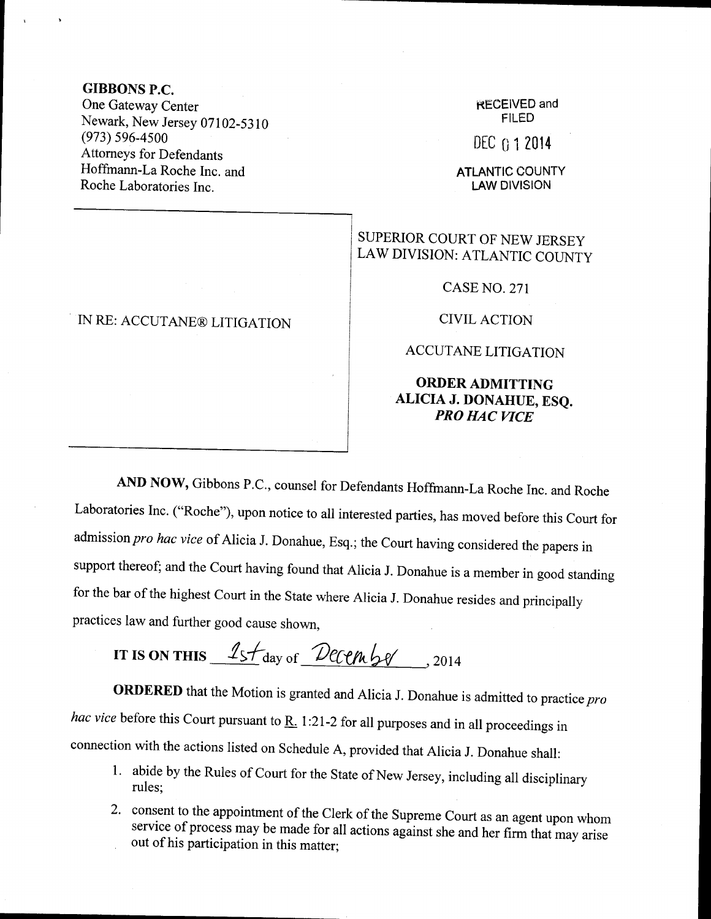**GIBBONS P.C.**
One Gateway Center
Newark, New Jersey 07102-5310
(973) 596-4500
Attorneys for Defendants
Hoffmann-La Roche Inc. and
Roche Laboratories Inc.

RECEIVED and
FILED

DEC 01 2014

ATLANTIC COUNTY
LAW DIVISION

IN RE: ACCUTANE® LITIGATION

SUPERIOR COURT OF NEW JERSEY
LAW DIVISION: ATLANTIC COUNTY

CASE NO. 271

CIVIL ACTION

ACCUTANE LITIGATION

**ORDER ADMITTING ALICIA J. DONAHUE, ESQ. *PRO HAC VICE***

**AND NOW,** Gibbons P.C., counsel for Defendants Hoffmann-La Roche Inc. and Roche Laboratories Inc. ("Roche"), upon notice to all interested parties, has moved before this Court for admission *pro hac vice* of Alicia J. Donahue, Esq.; the Court having considered the papers in support thereof; and the Court having found that Alicia J. Donahue is a member in good standing for the bar of the highest Court in the State where Alicia J. Donahue resides and principally practices law and further good cause shown,

**IT IS ON THIS** 1st day of December, 2014

**ORDERED** that the Motion is granted and Alicia J. Donahue is admitted to practice *pro hac vice* before this Court pursuant to R. 1:21-2 for all purposes and in all proceedings in connection with the actions listed on Schedule A, provided that Alicia J. Donahue shall:

1. abide by the Rules of Court for the State of New Jersey, including all disciplinary rules;
2. consent to the appointment of the Clerk of the Supreme Court as an agent upon whom service of process may be made for all actions against she and her firm that may arise out of his participation in this matter;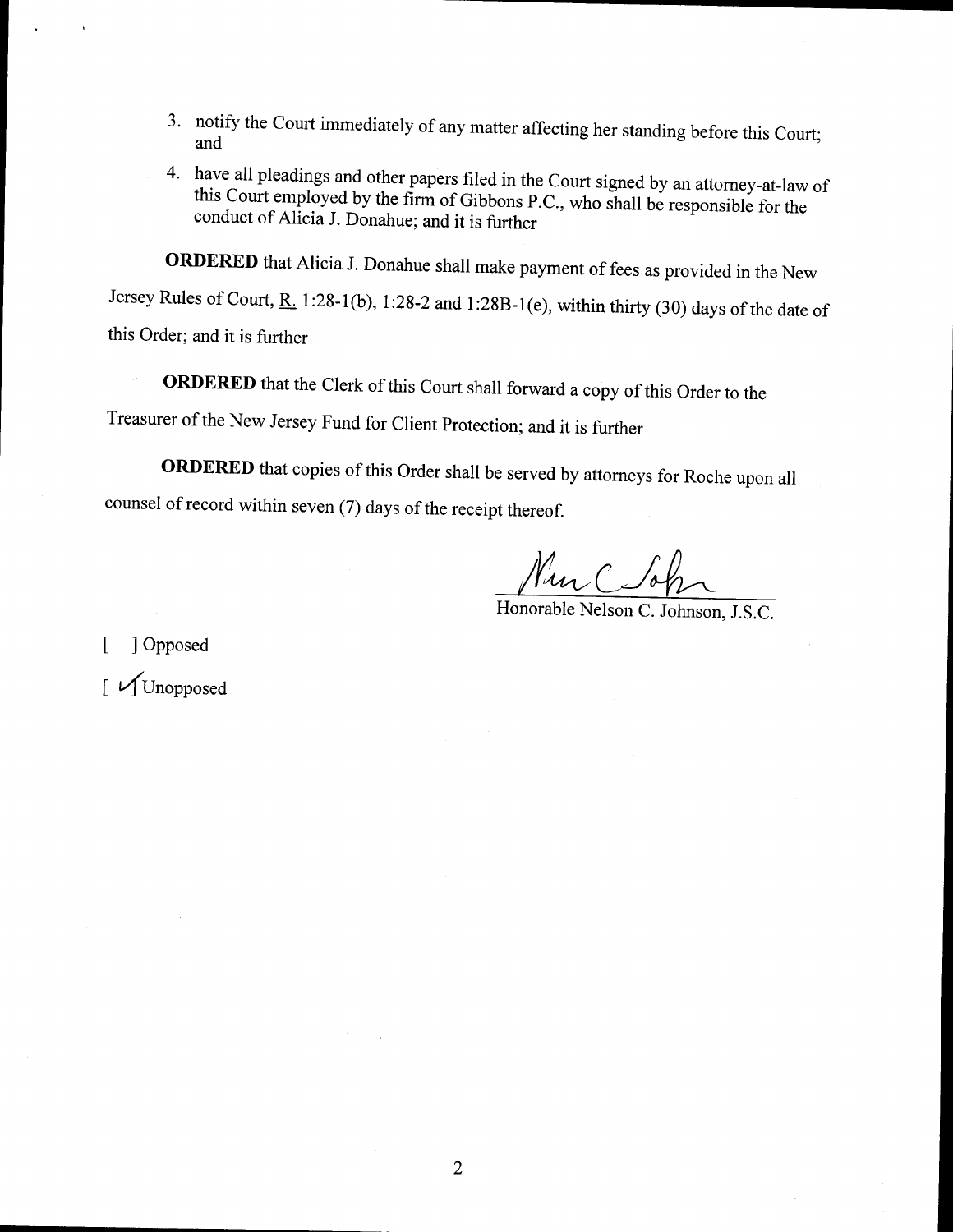3. notify the Court immediately of any matter affecting her standing before this Court; and

4. have all pleadings and other papers filed in the Court signed by an attorney-at-law of this Court employed by the firm of Gibbons P.C., who shall be responsible for the conduct of Alicia J. Donahue; and it is further

**ORDERED** that Alicia J. Donahue shall make payment of fees as provided in the New Jersey Rules of Court, R. 1:28-1(b), 1:28-2 and 1:28B-1(e), within thirty (30) days of the date of this Order; and it is further

**ORDERED** that the Clerk of this Court shall forward a copy of this Order to the Treasurer of the New Jersey Fund for Client Protection; and it is further

**ORDERED** that copies of this Order shall be served by attorneys for Roche upon all counsel of record within seven (7) days of the receipt thereof.

Honorable Nelson C. Johnson, J.S.C.

[ ] Opposed

[ ✓] Unopposed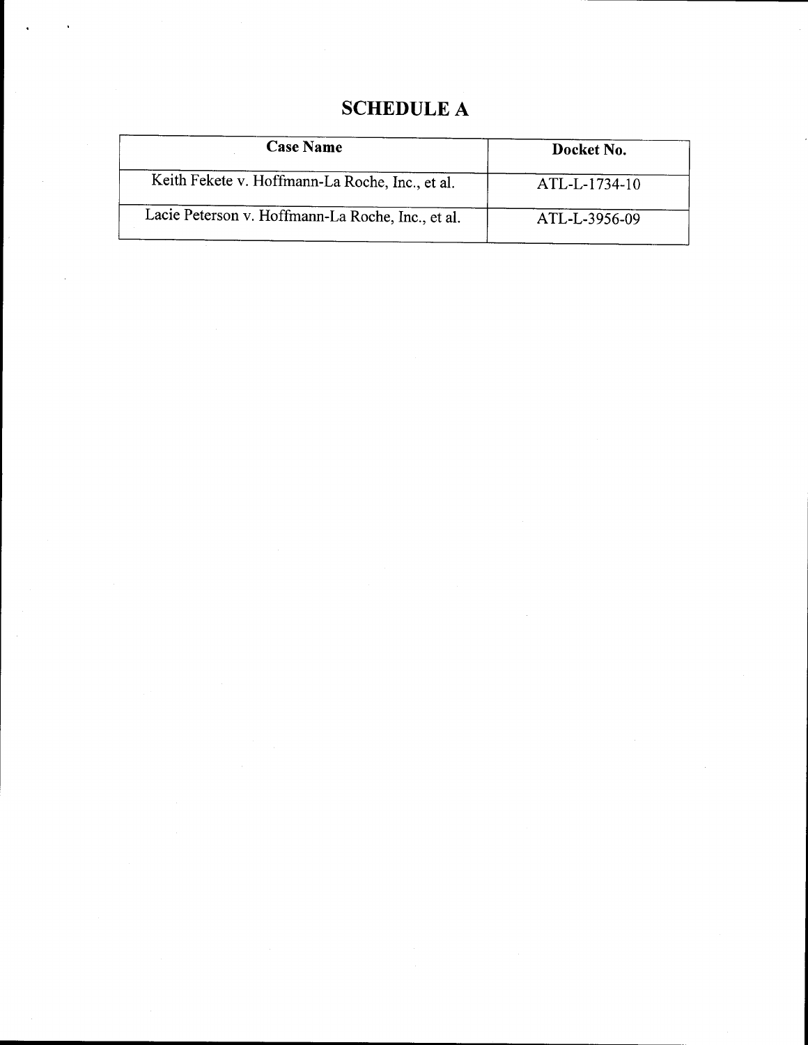# SCHEDULE A

| Case Name | Docket No. |
|---|---|
| Keith Fekete v. Hoffmann-La Roche, Inc., et al. | ATL-L-1734-10 |
| Lacie Peterson v. Hoffmann-La Roche, Inc., et al. | ATL-L-3956-09 |